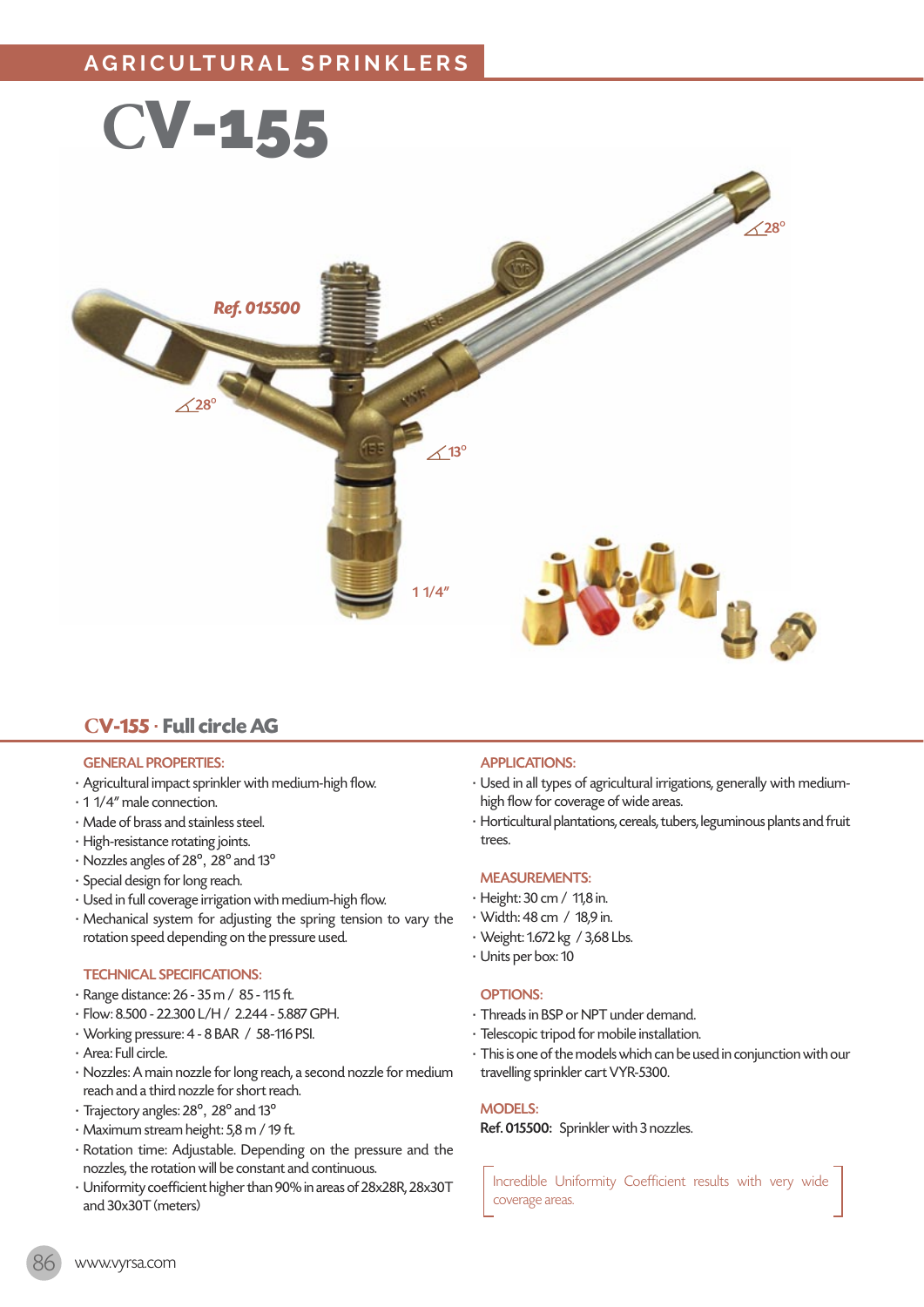AGRICULTURAL SPRINKLERS

# CV-155

*Ref. 015500*

28º

28º

13º

1 1/4"

## CV-155 · Full circle AG

### GENERAL PROPERTIES:

- Agricultural impact sprinkler with medium-high flow.
- 1 1/4" male connection.
- Made of brass and stainless steel.
- High-resistance rotating joints.
- Nozzles angles of 28º, 28º and 13º
- Special design for long reach.
- Used in full coverage irrigation with medium-high flow.
- Mechanical system for adjusting the spring tension to vary the rotation speed depending on the pressure used.

### TECHNICAL SPECIFICATIONS:

- Range distance: 26 - 35 m / 85 - 115 ft.
- Flow: 8.500 - 22.300 L/H / 2.244 - 5.887 GPH.
- Working pressure: 4 - 8 BAR / 58-116 PSI.
- Area: Full circle.
- Nozzles: A main nozzle for long reach, a second nozzle for medium reach and a third nozzle for short reach.
- Trajectory angles: 28º, 28º and 13º
- Maximum stream height: 5,8 m / 19 ft.
- Rotation time: Adjustable. Depending on the pressure and the nozzles, the rotation will be constant and continuous.
- Uniformity coefficient higher than 90% in areas of 28x28R, 28x30T and 30x30T (meters)

### APPLICATIONS:

- Used in all types of agricultural irrigations, generally with medium-high flow for coverage of wide areas.
- Horticultural plantations, cereals, tubers, leguminous plants and fruit trees.

### MEASUREMENTS:

- Height: 30 cm / 11,8 in.
- Width: 48 cm / 18,9 in.
- Weight: 1.672 kg / 3,68 Lbs.
- Units per box: 10

### OPTIONS:

- Threads in BSP or NPT under demand.
- Telescopic tripod for mobile installation.
- This is one of the models which can be used in conjunction with our travelling sprinkler cart VYR-5300.

### MODELS:

**Ref. 015500:** Sprinkler with 3 nozzles.

Incredible Uniformity Coefficient results with very wide coverage areas.

www.vyrsa.com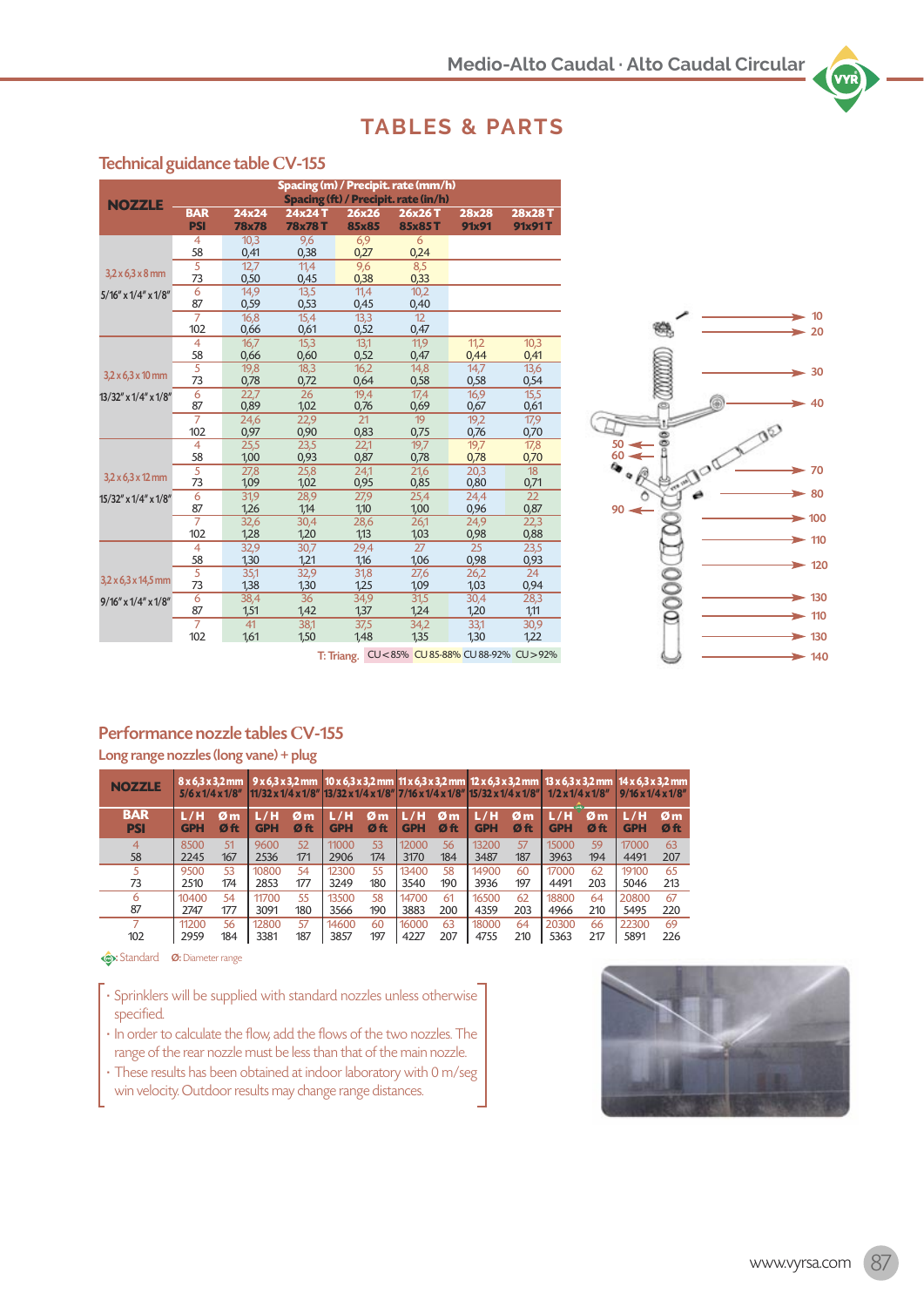# TABLES & PARTS

## Technical guidance table CV-155

| NOZZLE | BAR / PSI | 24x24 / 78x78 | 24x24 T / 78x78 T | 26x26 / 85x85 | 26x26 T / 85x85 T | 28x28 / 91x91 | 28x28 T / 91x91 T |
|---|---|---|---|---|---|---|---|
| | | Spacing (m) / Precipit. rate (mm/h) — Spacing (ft) / Precipit. rate (in/h) | | | | | |
| 3,2 x 6,3 x 8 mm 5/16" x 1/4" x 1/8" | 4 / 58 | 10,3 / 0,41 | 9,6 / 0,38 | 6,9 / 0,27 | 6 / 0,24 | | |
| | 5 / 73 | 12,7 / 0,50 | 11,4 / 0,45 | 9,6 / 0,38 | 8,5 / 0,33 | | |
| | 6 / 87 | 14,9 / 0,59 | 13,5 / 0,53 | 11,4 / 0,45 | 10,2 / 0,40 | | |
| | 7 / 102 | 16,8 / 0,66 | 15,4 / 0,61 | 13,3 / 0,52 | 12 / 0,47 | | |
| 3,2 x 6,3 x 10 mm 13/32" x 1/4" x 1/8" | 4 / 58 | 16,7 / 0,66 | 15,3 / 0,60 | 13,1 / 0,52 | 11,9 / 0,47 | 11,2 / 0,44 | 10,3 / 0,41 |
| | 5 / 73 | 19,8 / 0,78 | 18,3 / 0,72 | 16,2 / 0,64 | 14,8 / 0,58 | 14,7 / 0,58 | 13,6 / 0,54 |
| | 6 / 87 | 22,7 / 0,89 | 26 / 1,02 | 19,4 / 0,76 | 17,4 / 0,69 | 16,9 / 0,67 | 15,5 / 0,61 |
| | 7 / 102 | 24,6 / 0,97 | 22,9 / 0,90 | 21 / 0,83 | 19 / 0,75 | 19,2 / 0,76 | 17,9 / 0,70 |
| 3,2 x 6,3 x 12 mm 15/32" x 1/4" x 1/8" | 4 / 58 | 25,5 / 1,00 | 23,5 / 0,93 | 22,1 / 0,87 | 19,7 / 0,78 | 19,7 / 0,78 | 17,8 / 0,70 |
| | 5 / 73 | 27,8 / 1,09 | 25,8 / 1,02 | 24,1 / 0,95 | 21,6 / 0,85 | 20,3 / 0,80 | 18 / 0,71 |
| | 6 / 87 | 31,9 / 1,26 | 28,9 / 1,14 | 27,9 / 1,10 | 25,4 / 1,00 | 24,4 / 0,96 | 22 / 0,87 |
| | 7 / 102 | 32,6 / 1,28 | 30,4 / 1,20 | 28,6 / 1,13 | 26,1 / 1,03 | 24,9 / 0,98 | 22,3 / 0,88 |
| 3,2 x 6,3 x 14,5 mm 9/16" x 1/4" x 1/8" | 4 / 58 | 32,9 / 1,30 | 30,7 / 1,21 | 29,4 / 1,16 | 27 / 1,06 | 25 / 0,98 | 23,5 / 0,93 |
| | 5 / 73 | 35,1 / 1,38 | 32,9 / 1,30 | 31,8 / 1,25 | 27,6 / 1,09 | 26,2 / 1,03 | 24 / 0,94 |
| | 6 / 87 | 38,4 / 1,51 | 36 / 1,42 | 34,9 / 1,37 | 31,5 / 1,24 | 30,4 / 1,20 | 28,3 / 1,11 |
| | 7 / 102 | 41 / 1,61 | 38,1 / 1,50 | 37,5 / 1,48 | 34,2 / 1,35 | 33,1 / 1,30 | 30,9 / 1,22 |

T: Triang. CU < 85% CU 85-88% CU 88-92% CU > 92%

10
20
30
40
50
60
70
80
90
100
110
120
130
110
130
140

## Performance nozzle tables CV-155

### Long range nozzles (long vane) + plug

| NOZZLE | 8 x 6,3 x 3,2 mm 5/16 x 1/4 x 1/8" | | 9 x 6,3 x 3,2 mm 11/32 x 1/4 x 1/8" | | 10 x 6,3 x 3,2 mm 13/32 x 1/4 x 1/8" | | 11 x 6,3 x 3,2 mm 7/16 x 1/4 x 1/8" | | 12 x 6,3 x 3,2 mm 15/32 x 1/4 x 1/8" | | 13 x 6,3 x 3,2 mm 1/2 x 1/4 x 1/8" | | 14 x 6,3 x 3,2 mm 9/16 x 1/4 x 1/8" | |
|---|---|---|---|---|---|---|---|---|---|---|---|---|---|---|
| BAR / PSI | L/H / GPH | Ø m / Ø ft | L/H / GPH | Ø m / Ø ft | L/H / GPH | Ø m / Ø ft | L/H / GPH | Ø m / Ø ft | L/H / GPH | Ø m / Ø ft | L/H / GPH | Ø m / Ø ft | L/H / GPH | Ø m / Ø ft |
| 4 / 58 | 8500 / 2245 | 51 / 167 | 9600 / 2536 | 52 / 171 | 11000 / 2906 | 53 / 174 | 12000 / 3170 | 56 / 184 | 13200 / 3487 | 57 / 187 | 15000 / 3963 | 59 / 194 | 17000 / 4491 | 63 / 207 |
| 5 / 73 | 9500 / 2510 | 53 / 174 | 10800 / 2853 | 54 / 177 | 12300 / 3249 | 55 / 180 | 13400 / 3540 | 58 / 190 | 14900 / 3936 | 60 / 197 | 17000 / 4491 | 62 / 203 | 19100 / 5046 | 65 / 213 |
| 6 / 87 | 10400 / 2747 | 54 / 177 | 11700 / 3091 | 55 / 180 | 13500 / 3566 | 58 / 190 | 14700 / 3883 | 61 / 200 | 16500 / 4359 | 62 / 203 | 18800 / 4966 | 64 / 210 | 20800 / 5495 | 67 / 220 |
| 7 / 102 | 11200 / 2959 | 56 / 184 | 12800 / 3381 | 57 / 187 | 14600 / 3857 | 60 / 197 | 16000 / 4227 | 63 / 207 | 18000 / 4755 | 64 / 210 | 20300 / 5363 | 66 / 217 | 22300 / 5891 | 69 / 226 |

Standard Ø: Diameter range

- Sprinklers will be supplied with standard nozzles unless otherwise specified.
- In order to calculate the flow, add the flows of the two nozzles. The range of the rear nozzle must be less than that of the main nozzle.
- These results has been obtained at indoor laboratory with 0 m/seg win velocity. Outdoor results may change range distances.

www.vyrsa.com